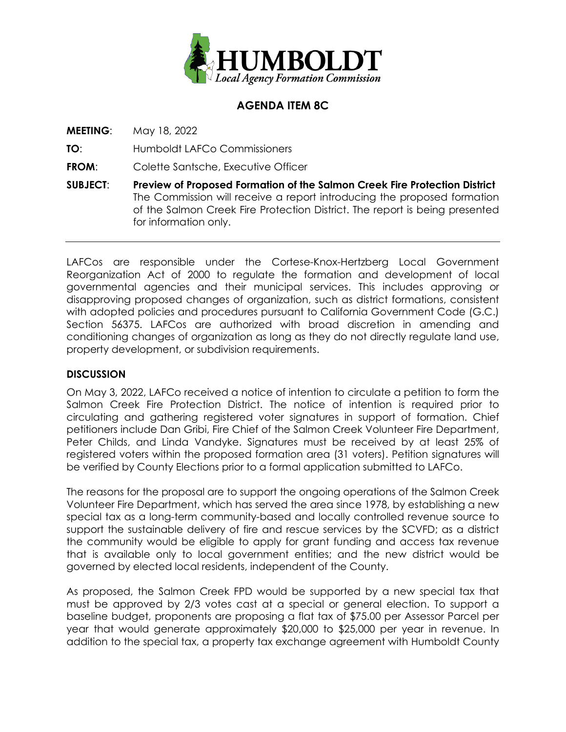HUMBOLDT
*Local Agency Formation Commission*

## AGENDA ITEM 8C

**MEETING**: May 18, 2022

**TO**: Humboldt LAFCo Commissioners

**FROM**: Colette Santsche, Executive Officer

**SUBJECT**: **Preview of Proposed Formation of the Salmon Creek Fire Protection District**
The Commission will receive a report introducing the proposed formation of the Salmon Creek Fire Protection District. The report is being presented for information only.

---

LAFCos are responsible under the Cortese-Knox-Hertzberg Local Government Reorganization Act of 2000 to regulate the formation and development of local governmental agencies and their municipal services. This includes approving or disapproving proposed changes of organization, such as district formations, consistent with adopted policies and procedures pursuant to California Government Code (G.C.) Section 56375. LAFCos are authorized with broad discretion in amending and conditioning changes of organization as long as they do not directly regulate land use, property development, or subdivision requirements.

### DISCUSSION

On May 3, 2022, LAFCo received a notice of intention to circulate a petition to form the Salmon Creek Fire Protection District. The notice of intention is required prior to circulating and gathering registered voter signatures in support of formation. Chief petitioners include Dan Gribi, Fire Chief of the Salmon Creek Volunteer Fire Department, Peter Childs, and Linda Vandyke. Signatures must be received by at least 25% of registered voters within the proposed formation area (31 voters). Petition signatures will be verified by County Elections prior to a formal application submitted to LAFCo.

The reasons for the proposal are to support the ongoing operations of the Salmon Creek Volunteer Fire Department, which has served the area since 1978, by establishing a new special tax as a long-term community-based and locally controlled revenue source to support the sustainable delivery of fire and rescue services by the SCVFD; as a district the community would be eligible to apply for grant funding and access tax revenue that is available only to local government entities; and the new district would be governed by elected local residents, independent of the County.

As proposed, the Salmon Creek FPD would be supported by a new special tax that must be approved by 2/3 votes cast at a special or general election. To support a baseline budget, proponents are proposing a flat tax of $75.00 per Assessor Parcel per year that would generate approximately $20,000 to $25,000 per year in revenue. In addition to the special tax, a property tax exchange agreement with Humboldt County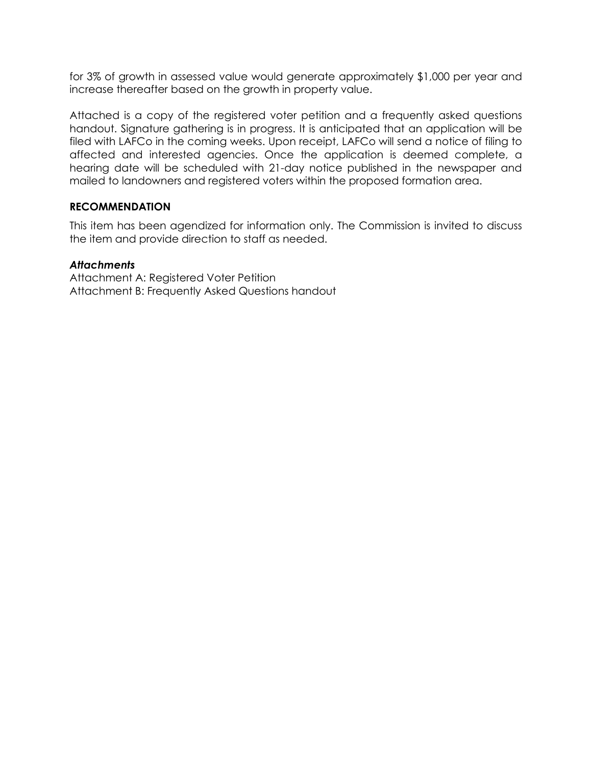for 3% of growth in assessed value would generate approximately $1,000 per year and increase thereafter based on the growth in property value.

Attached is a copy of the registered voter petition and a frequently asked questions handout. Signature gathering is in progress. It is anticipated that an application will be filed with LAFCo in the coming weeks. Upon receipt, LAFCo will send a notice of filing to affected and interested agencies. Once the application is deemed complete, a hearing date will be scheduled with 21-day notice published in the newspaper and mailed to landowners and registered voters within the proposed formation area.

**RECOMMENDATION**

This item has been agendized for information only. The Commission is invited to discuss the item and provide direction to staff as needed.

***Attachments***

Attachment A: Registered Voter Petition
Attachment B: Frequently Asked Questions handout